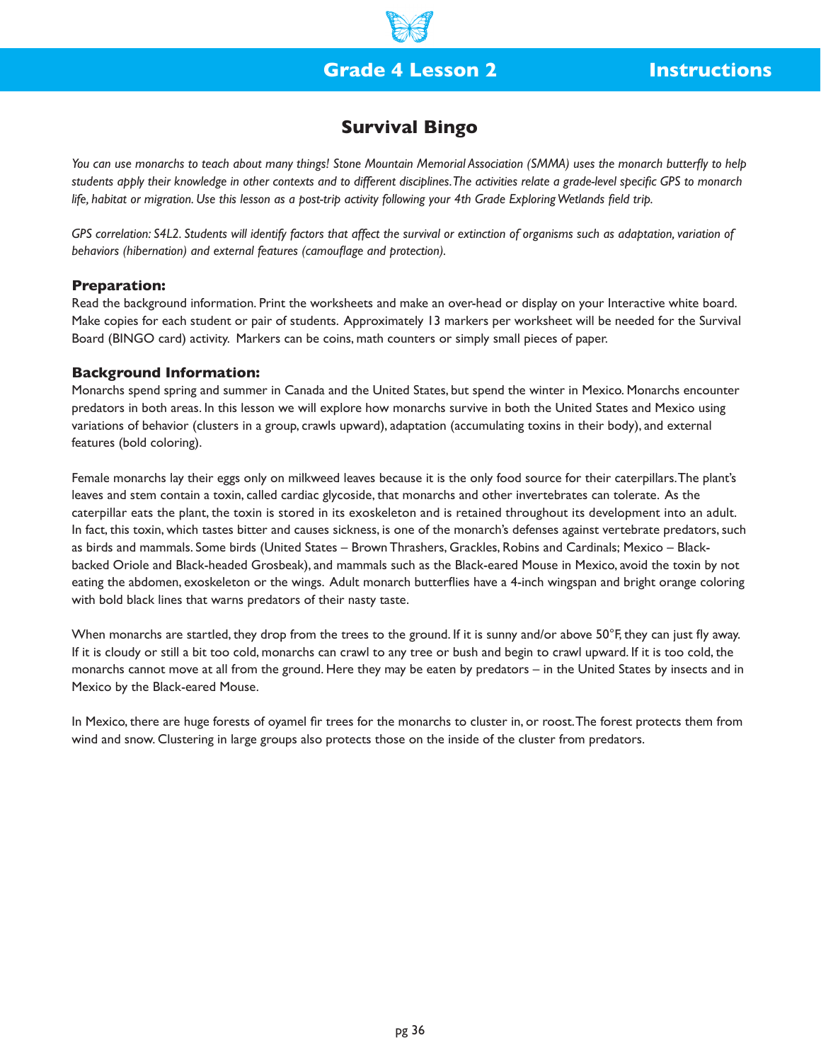# Grade 4 Lesson 2 — Instructions

## Survival Bingo

*You can use monarchs to teach about many things! Stone Mountain Memorial Association (SMMA) uses the monarch butterfly to help students apply their knowledge in other contexts and to different disciplines. The activities relate a grade-level specific GPS to monarch life, habitat or migration. Use this lesson as a post-trip activity following your 4th Grade Exploring Wetlands field trip.*

*GPS correlation: S4L2. Students will identify factors that affect the survival or extinction of organisms such as adaptation, variation of behaviors (hibernation) and external features (camouflage and protection).*

### Preparation:

Read the background information. Print the worksheets and make an over-head or display on your Interactive white board. Make copies for each student or pair of students. Approximately 13 markers per worksheet will be needed for the Survival Board (BINGO card) activity. Markers can be coins, math counters or simply small pieces of paper.

### Background Information:

Monarchs spend spring and summer in Canada and the United States, but spend the winter in Mexico. Monarchs encounter predators in both areas. In this lesson we will explore how monarchs survive in both the United States and Mexico using variations of behavior (clusters in a group, crawls upward), adaptation (accumulating toxins in their body), and external features (bold coloring).

Female monarchs lay their eggs only on milkweed leaves because it is the only food source for their caterpillars. The plant's leaves and stem contain a toxin, called cardiac glycoside, that monarchs and other invertebrates can tolerate. As the caterpillar eats the plant, the toxin is stored in its exoskeleton and is retained throughout its development into an adult. In fact, this toxin, which tastes bitter and causes sickness, is one of the monarch's defenses against vertebrate predators, such as birds and mammals. Some birds (United States – Brown Thrashers, Grackles, Robins and Cardinals; Mexico – Black-backed Oriole and Black-headed Grosbeak), and mammals such as the Black-eared Mouse in Mexico, avoid the toxin by not eating the abdomen, exoskeleton or the wings. Adult monarch butterflies have a 4-inch wingspan and bright orange coloring with bold black lines that warns predators of their nasty taste.

When monarchs are startled, they drop from the trees to the ground. If it is sunny and/or above 50°F, they can just fly away. If it is cloudy or still a bit too cold, monarchs can crawl to any tree or bush and begin to crawl upward. If it is too cold, the monarchs cannot move at all from the ground. Here they may be eaten by predators – in the United States by insects and in Mexico by the Black-eared Mouse.

In Mexico, there are huge forests of oyamel fir trees for the monarchs to cluster in, or roost. The forest protects them from wind and snow. Clustering in large groups also protects those on the inside of the cluster from predators.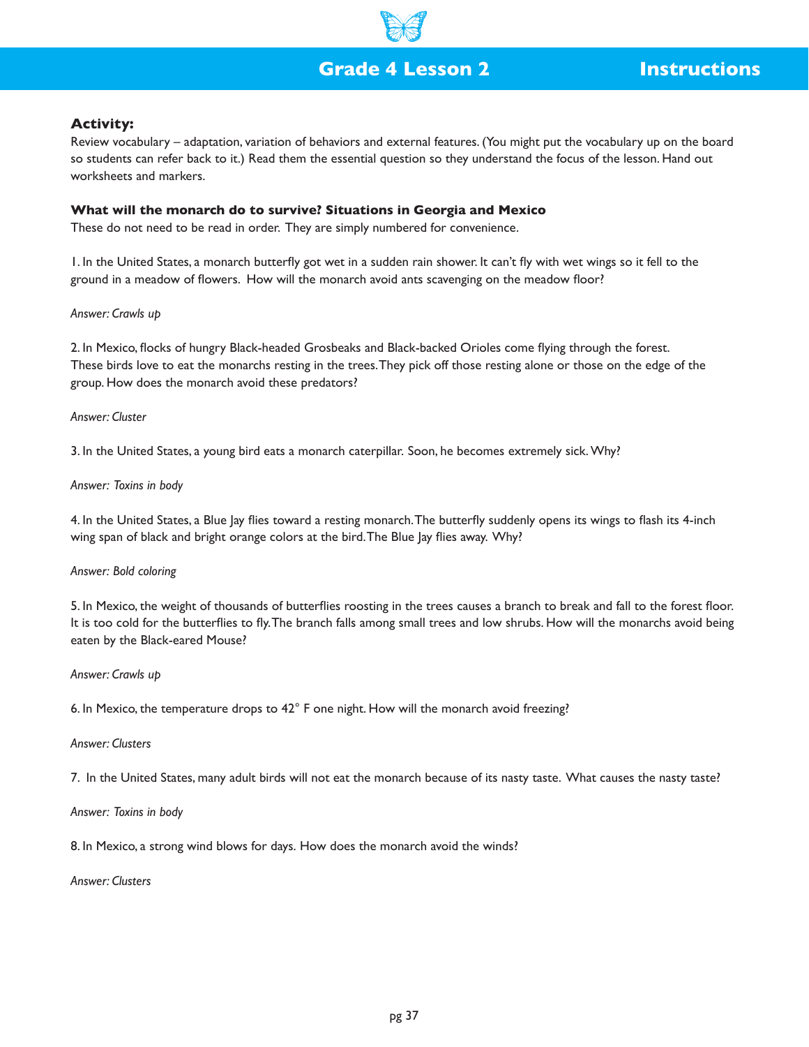## Grade 4 Lesson 2 — Instructions

**Activity:**

Review vocabulary – adaptation, variation of behaviors and external features. (You might put the vocabulary up on the board so students can refer back to it.) Read them the essential question so they understand the focus of the lesson. Hand out worksheets and markers.

**What will the monarch do to survive? Situations in Georgia and Mexico**

These do not need to be read in order. They are simply numbered for convenience.

1. In the United States, a monarch butterfly got wet in a sudden rain shower. It can't fly with wet wings so it fell to the ground in a meadow of flowers. How will the monarch avoid ants scavenging on the meadow floor?

*Answer: Crawls up*

2. In Mexico, flocks of hungry Black-headed Grosbeaks and Black-backed Orioles come flying through the forest. These birds love to eat the monarchs resting in the trees. They pick off those resting alone or those on the edge of the group. How does the monarch avoid these predators?

*Answer: Cluster*

3. In the United States, a young bird eats a monarch caterpillar. Soon, he becomes extremely sick. Why?

*Answer: Toxins in body*

4. In the United States, a Blue Jay flies toward a resting monarch. The butterfly suddenly opens its wings to flash its 4-inch wing span of black and bright orange colors at the bird. The Blue Jay flies away. Why?

*Answer: Bold coloring*

5. In Mexico, the weight of thousands of butterflies roosting in the trees causes a branch to break and fall to the forest floor. It is too cold for the butterflies to fly. The branch falls among small trees and low shrubs. How will the monarchs avoid being eaten by the Black-eared Mouse?

*Answer: Crawls up*

6. In Mexico, the temperature drops to 42° F one night. How will the monarch avoid freezing?

*Answer: Clusters*

7. In the United States, many adult birds will not eat the monarch because of its nasty taste. What causes the nasty taste?

*Answer: Toxins in body*

8. In Mexico, a strong wind blows for days. How does the monarch avoid the winds?

*Answer: Clusters*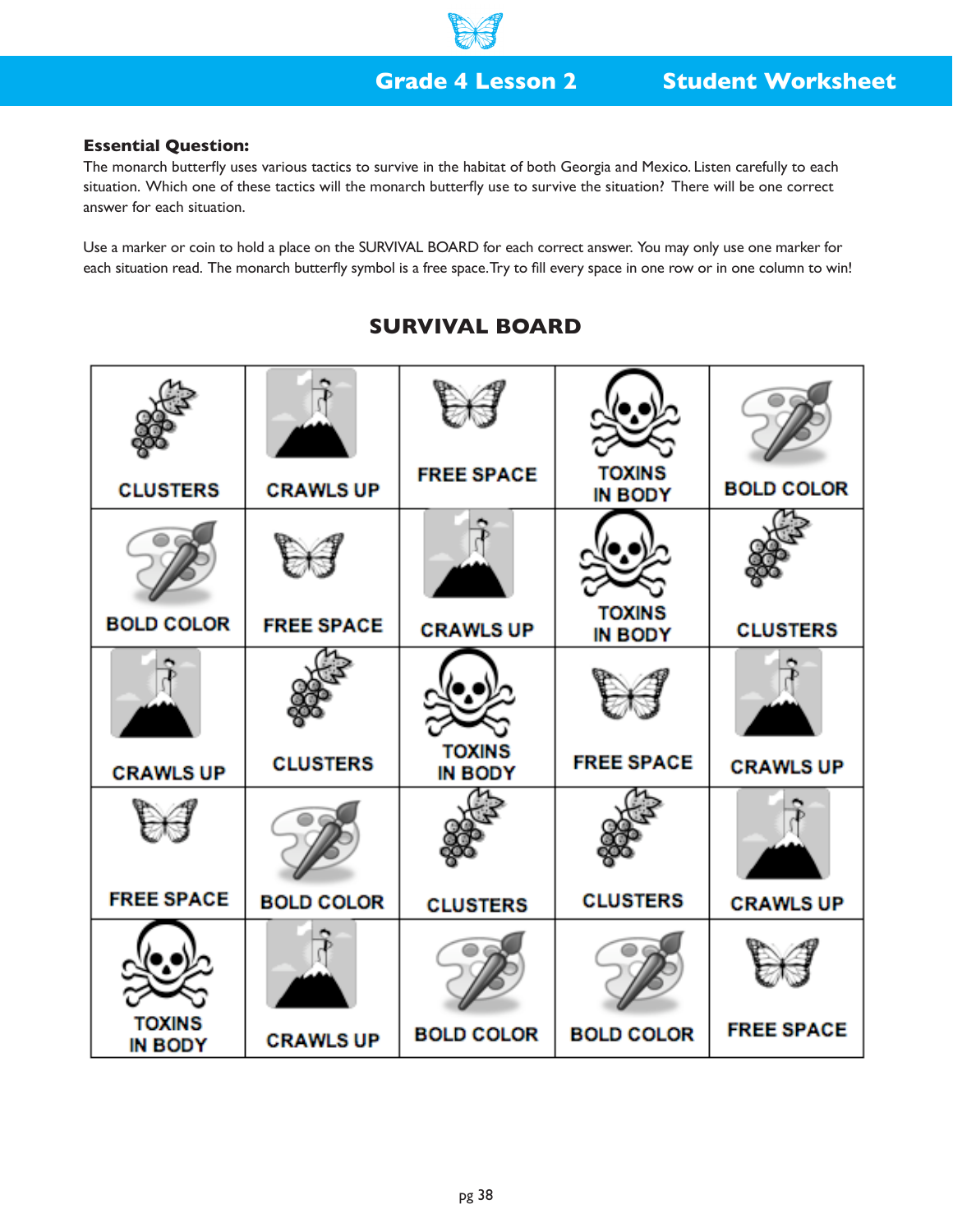# Grade 4 Lesson 2 — Student Worksheet

**Essential Question:**

The monarch butterfly uses various tactics to survive in the habitat of both Georgia and Mexico. Listen carefully to each situation. Which one of these tactics will the monarch butterfly use to survive the situation? There will be one correct answer for each situation.

Use a marker or coin to hold a place on the SURVIVAL BOARD for each correct answer. You may only use one marker for each situation read. The monarch butterfly symbol is a free space. Try to fill every space in one row or in one column to win!

## SURVIVAL BOARD

| | | | | |
|---|---|---|---|---|
| CLUSTERS | CRAWLS UP | FREE SPACE | TOXINS IN BODY | BOLD COLOR |
| BOLD COLOR | FREE SPACE | CRAWLS UP | TOXINS IN BODY | CLUSTERS |
| CRAWLS UP | CLUSTERS | TOXINS IN BODY | FREE SPACE | CRAWLS UP |
| FREE SPACE | BOLD COLOR | CLUSTERS | CLUSTERS | CRAWLS UP |
| TOXINS IN BODY | CRAWLS UP | BOLD COLOR | BOLD COLOR | FREE SPACE |